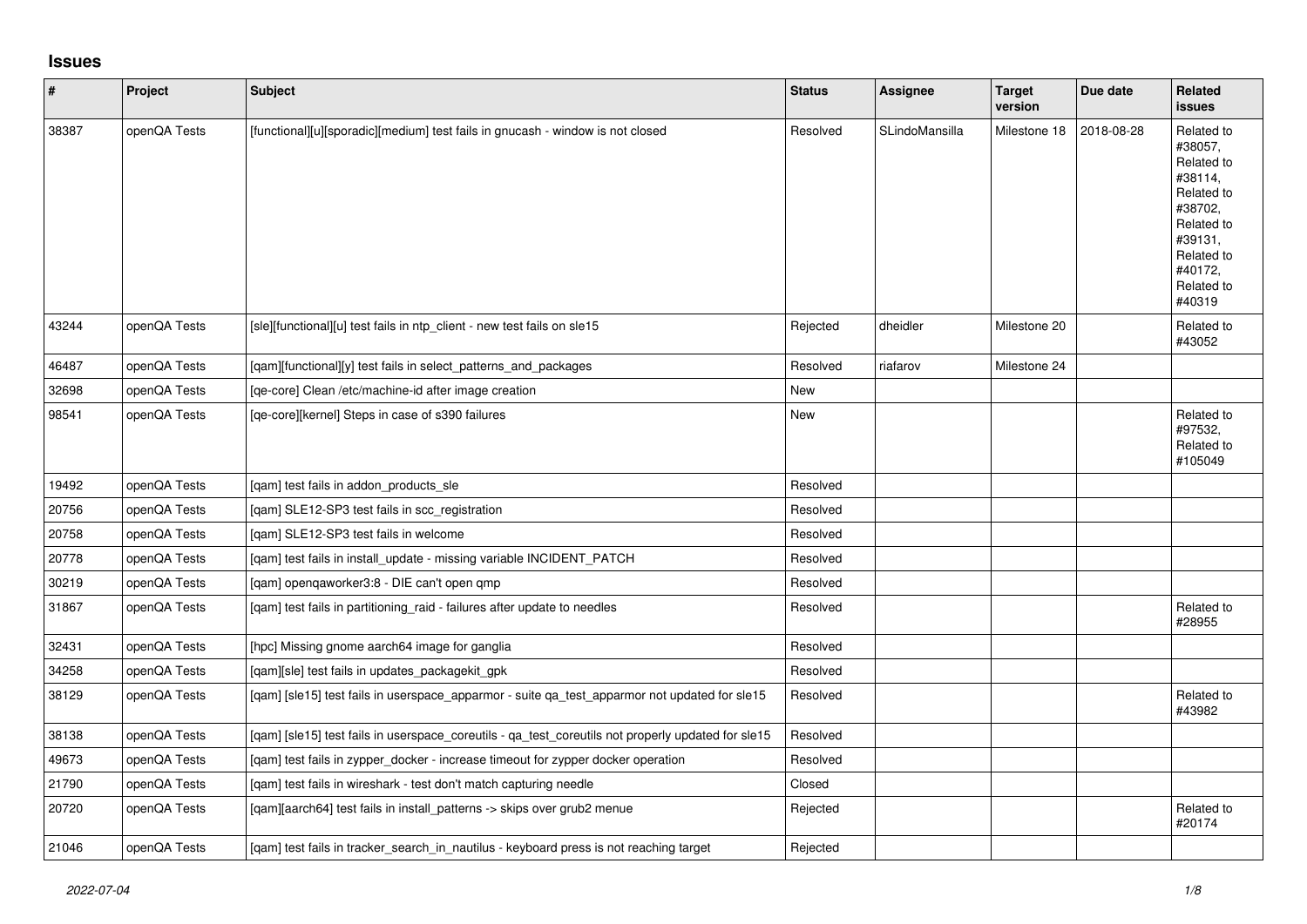## Issues

| # | Project | Subject | Status | Assignee | Target version | Due date | Related issues |
|---|---|---|---|---|---|---|---|
| 38387 | openQA Tests | [functional][u][sporadic][medium] test fails in gnucash - window is not closed | Resolved | SLindoMansilla | Milestone 18 | 2018-08-28 | Related to #38057, Related to #38114, Related to #38702, Related to #39131, Related to #40172, Related to #40319 |
| 43244 | openQA Tests | [sle][functional][u] test fails in ntp_client - new test fails on sle15 | Rejected | dheidler | Milestone 20 | | Related to #43052 |
| 46487 | openQA Tests | [qam][functional][y] test fails in select_patterns_and_packages | Resolved | riafarov | Milestone 24 | | |
| 32698 | openQA Tests | [qe-core] Clean /etc/machine-id after image creation | New | | | | |
| 98541 | openQA Tests | [qe-core][kernel] Steps in case of s390 failures | New | | | | Related to #97532, Related to #105049 |
| 19492 | openQA Tests | [qam] test fails in addon_products_sle | Resolved | | | | |
| 20756 | openQA Tests | [qam] SLE12-SP3 test fails in scc_registration | Resolved | | | | |
| 20758 | openQA Tests | [qam] SLE12-SP3 test fails in welcome | Resolved | | | | |
| 20778 | openQA Tests | [qam] test fails in install_update - missing variable INCIDENT_PATCH | Resolved | | | | |
| 30219 | openQA Tests | [qam] openqaworker3:8 - DIE can't open qmp | Resolved | | | | |
| 31867 | openQA Tests | [qam] test fails in partitioning_raid - failures after update to needles | Resolved | | | | Related to #28955 |
| 32431 | openQA Tests | [hpc] Missing gnome aarch64 image for ganglia | Resolved | | | | |
| 34258 | openQA Tests | [qam][sle] test fails in updates_packagekit_gpk | Resolved | | | | |
| 38129 | openQA Tests | [qam] [sle15] test fails in userspace_apparmor - suite qa_test_apparmor not updated for sle15 | Resolved | | | | Related to #43982 |
| 38138 | openQA Tests | [qam] [sle15] test fails in userspace_coreutils - qa_test_coreutils not properly updated for sle15 | Resolved | | | | |
| 49673 | openQA Tests | [qam] test fails in zypper_docker - increase timeout for zypper docker operation | Resolved | | | | |
| 21790 | openQA Tests | [qam] test fails in wireshark - test don't match capturing needle | Closed | | | | |
| 20720 | openQA Tests | [qam][aarch64] test fails in install_patterns -> skips over grub2 menue | Rejected | | | | Related to #20174 |
| 21046 | openQA Tests | [qam] test fails in tracker_search_in_nautilus - keyboard press is not reaching target | Rejected | | | | |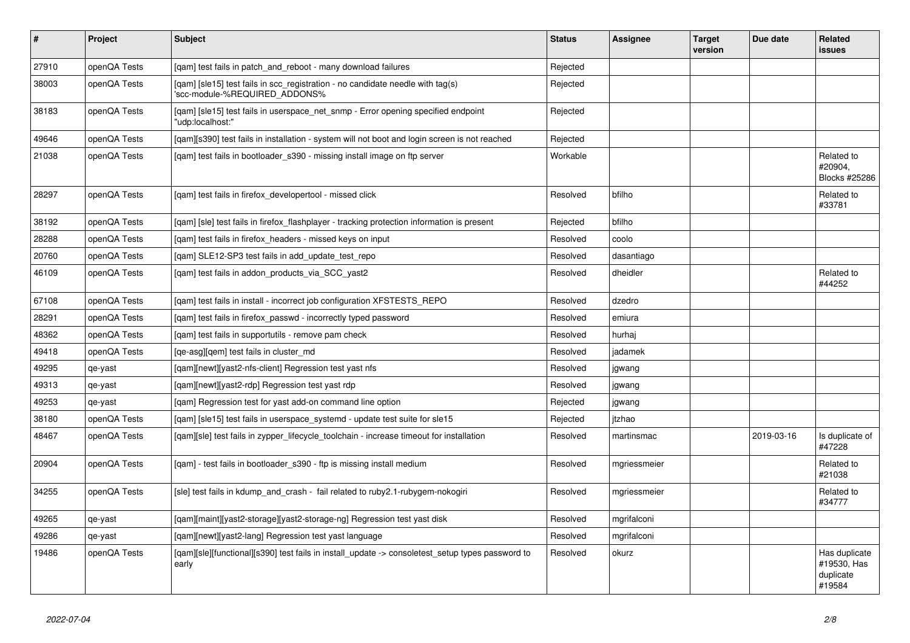| # | Project | Subject | Status | Assignee | Target version | Due date | Related issues |
|---|---|---|---|---|---|---|---|
| 27910 | openQA Tests | [qam] test fails in patch_and_reboot - many download failures | Rejected | | | | |
| 38003 | openQA Tests | [qam] [sle15] test fails in scc_registration - no candidate needle with tag(s) 'scc-module-%REQUIRED_ADDONS% | Rejected | | | | |
| 38183 | openQA Tests | [qam] [sle15] test fails in userspace_net_snmp - Error opening specified endpoint "udp:localhost:" | Rejected | | | | |
| 49646 | openQA Tests | [qam][s390] test fails in installation - system will not boot and login screen is not reached | Rejected | | | | |
| 21038 | openQA Tests | [qam] test fails in bootloader_s390 - missing install image on ftp server | Workable | | | | Related to #20904, Blocks #25286 |
| 28297 | openQA Tests | [qam] test fails in firefox_developertool - missed click | Resolved | bfilho | | | Related to #33781 |
| 38192 | openQA Tests | [qam] [sle] test fails in firefox_flashplayer - tracking protection information is present | Rejected | bfilho | | | |
| 28288 | openQA Tests | [qam] test fails in firefox_headers - missed keys on input | Resolved | coolo | | | |
| 20760 | openQA Tests | [qam] SLE12-SP3 test fails in add_update_test_repo | Resolved | dasantiago | | | |
| 46109 | openQA Tests | [qam] test fails in addon_products_via_SCC_yast2 | Resolved | dheidler | | | Related to #44252 |
| 67108 | openQA Tests | [qam] test fails in install - incorrect job configuration XFSTESTS_REPO | Resolved | dzedro | | | |
| 28291 | openQA Tests | [qam] test fails in firefox_passwd - incorrectly typed password | Resolved | emiura | | | |
| 48362 | openQA Tests | [qam] test fails in supportutils - remove pam check | Resolved | hurhaj | | | |
| 49418 | openQA Tests | [qe-asg][qem] test fails in cluster_md | Resolved | jadamek | | | |
| 49295 | qe-yast | [qam][newt][yast2-nfs-client] Regression test yast nfs | Resolved | jgwang | | | |
| 49313 | qe-yast | [qam][newt][yast2-rdp] Regression test yast rdp | Resolved | jgwang | | | |
| 49253 | qe-yast | [qam] Regression test for yast add-on command line option | Rejected | jgwang | | | |
| 38180 | openQA Tests | [qam] [sle15] test fails in userspace_systemd - update test suite for sle15 | Rejected | jtzhao | | | |
| 48467 | openQA Tests | [qam][sle] test fails in zypper_lifecycle_toolchain - increase timeout for installation | Resolved | martinsmac | | 2019-03-16 | Is duplicate of #47228 |
| 20904 | openQA Tests | [qam] - test fails in bootloader_s390 - ftp is missing install medium | Resolved | mgriessmeier | | | Related to #21038 |
| 34255 | openQA Tests | [sle] test fails in kdump_and_crash - fail related to ruby2.1-rubygem-nokogiri | Resolved | mgriessmeier | | | Related to #34777 |
| 49265 | qe-yast | [qam][maint][yast2-storage][yast2-storage-ng] Regression test yast disk | Resolved | mgrifalconi | | | |
| 49286 | qe-yast | [qam][newt][yast2-lang] Regression test yast language | Resolved | mgrifalconi | | | |
| 19486 | openQA Tests | [qam][sle][functional][s390] test fails in install_update -> consoletest_setup types password to early | Resolved | okurz | | | Has duplicate #19530, Has duplicate #19584 |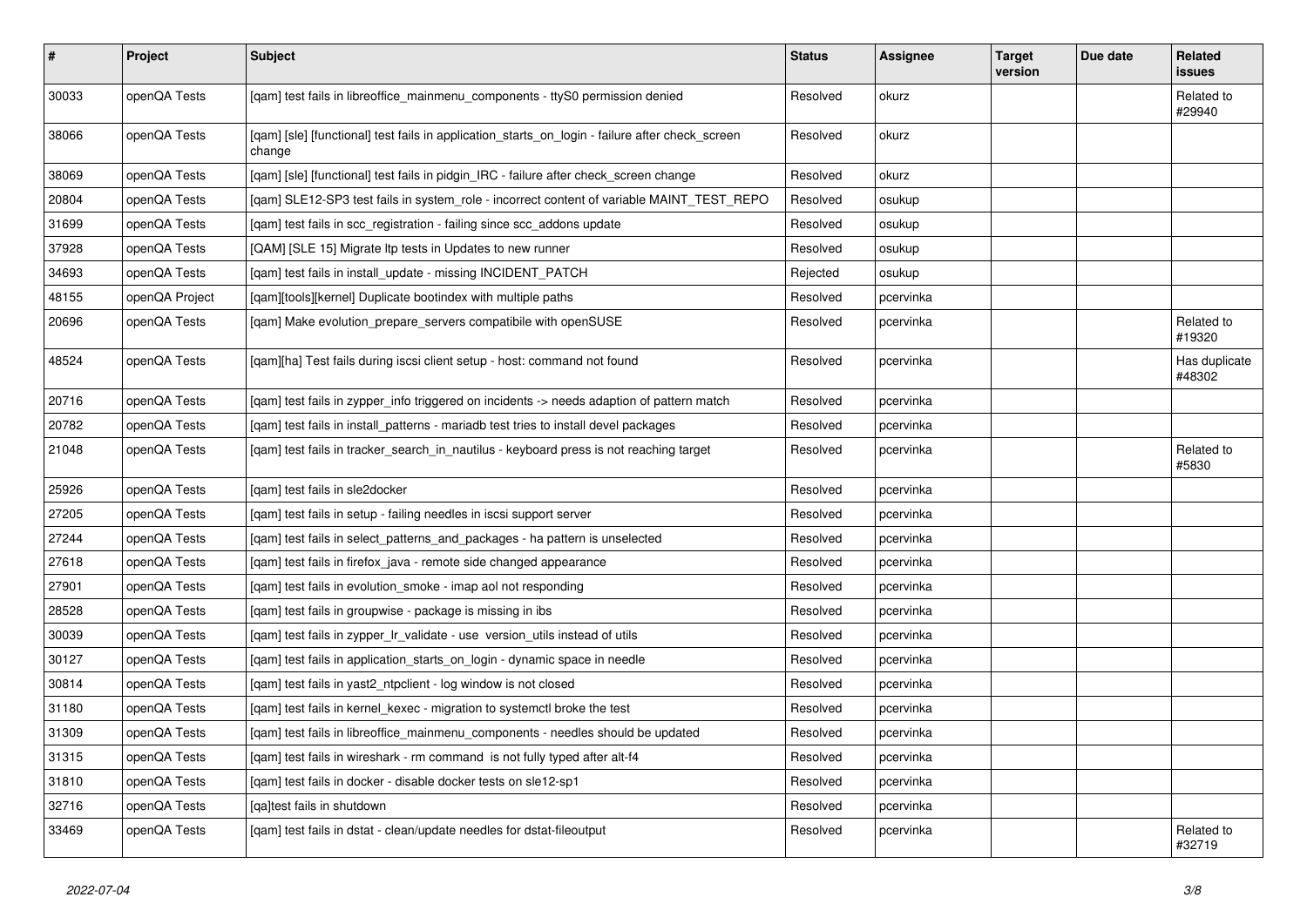| # | Project | Subject | Status | Assignee | Target version | Due date | Related issues |
|---|---|---|---|---|---|---|---|
| 30033 | openQA Tests | [qam] test fails in libreoffice_mainmenu_components - ttyS0 permission denied | Resolved | okurz | | | Related to #29940 |
| 38066 | openQA Tests | [qam] [sle] [functional] test fails in application_starts_on_login - failure after check_screen change | Resolved | okurz | | | |
| 38069 | openQA Tests | [qam] [sle] [functional] test fails in pidgin_IRC - failure after check_screen change | Resolved | okurz | | | |
| 20804 | openQA Tests | [qam] SLE12-SP3 test fails in system_role - incorrect content of variable MAINT_TEST_REPO | Resolved | osukup | | | |
| 31699 | openQA Tests | [qam] test fails in scc_registration - failing since scc_addons update | Resolved | osukup | | | |
| 37928 | openQA Tests | [QAM] [SLE 15] Migrate ltp tests in Updates to new runner | Resolved | osukup | | | |
| 34693 | openQA Tests | [qam] test fails in install_update - missing INCIDENT_PATCH | Rejected | osukup | | | |
| 48155 | openQA Project | [qam][tools][kernel] Duplicate bootindex with multiple paths | Resolved | pcervinka | | | |
| 20696 | openQA Tests | [qam] Make evolution_prepare_servers compatibile with openSUSE | Resolved | pcervinka | | | Related to #19320 |
| 48524 | openQA Tests | [qam][ha] Test fails during iscsi client setup - host: command not found | Resolved | pcervinka | | | Has duplicate #48302 |
| 20716 | openQA Tests | [qam] test fails in zypper_info triggered on incidents -> needs adaption of pattern match | Resolved | pcervinka | | | |
| 20782 | openQA Tests | [qam] test fails in install_patterns - mariadb test tries to install devel packages | Resolved | pcervinka | | | |
| 21048 | openQA Tests | [qam] test fails in tracker_search_in_nautilus - keyboard press is not reaching target | Resolved | pcervinka | | | Related to #5830 |
| 25926 | openQA Tests | [qam] test fails in sle2docker | Resolved | pcervinka | | | |
| 27205 | openQA Tests | [qam] test fails in setup - failing needles in iscsi support server | Resolved | pcervinka | | | |
| 27244 | openQA Tests | [qam] test fails in select_patterns_and_packages - ha pattern is unselected | Resolved | pcervinka | | | |
| 27618 | openQA Tests | [qam] test fails in firefox_java - remote side changed appearance | Resolved | pcervinka | | | |
| 27901 | openQA Tests | [qam] test fails in evolution_smoke - imap aol not responding | Resolved | pcervinka | | | |
| 28528 | openQA Tests | [qam] test fails in groupwise - package is missing in ibs | Resolved | pcervinka | | | |
| 30039 | openQA Tests | [qam] test fails in zypper_lr_validate - use version_utils instead of utils | Resolved | pcervinka | | | |
| 30127 | openQA Tests | [qam] test fails in application_starts_on_login - dynamic space in needle | Resolved | pcervinka | | | |
| 30814 | openQA Tests | [qam] test fails in yast2_ntpclient - log window is not closed | Resolved | pcervinka | | | |
| 31180 | openQA Tests | [qam] test fails in kernel_kexec - migration to systemctl broke the test | Resolved | pcervinka | | | |
| 31309 | openQA Tests | [qam] test fails in libreoffice_mainmenu_components - needles should be updated | Resolved | pcervinka | | | |
| 31315 | openQA Tests | [qam] test fails in wireshark - rm command is not fully typed after alt-f4 | Resolved | pcervinka | | | |
| 31810 | openQA Tests | [qam] test fails in docker - disable docker tests on sle12-sp1 | Resolved | pcervinka | | | |
| 32716 | openQA Tests | [qa]test fails in shutdown | Resolved | pcervinka | | | |
| 33469 | openQA Tests | [qam] test fails in dstat - clean/update needles for dstat-fileoutput | Resolved | pcervinka | | | Related to #32719 |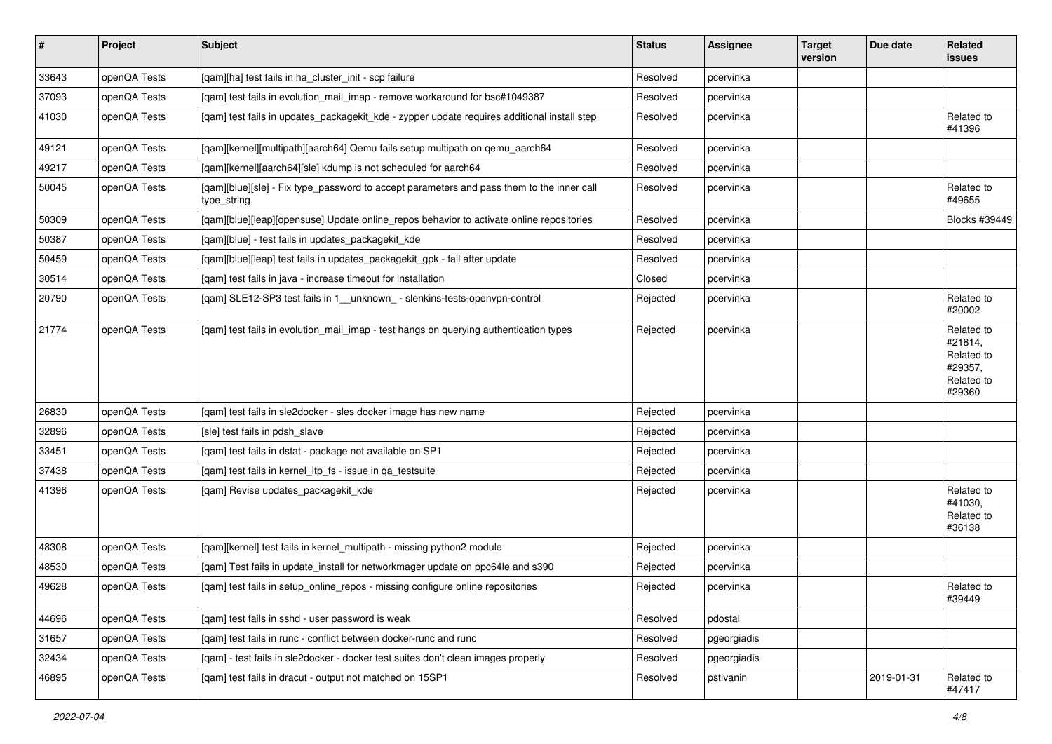| # | Project | Subject | Status | Assignee | Target version | Due date | Related issues |
|---|---|---|---|---|---|---|---|
| 33643 | openQA Tests | [qam][ha] test fails in ha_cluster_init - scp failure | Resolved | pcervinka | | | |
| 37093 | openQA Tests | [qam] test fails in evolution_mail_imap - remove workaround for bsc#1049387 | Resolved | pcervinka | | | |
| 41030 | openQA Tests | [qam] test fails in updates_packagekit_kde - zypper update requires additional install step | Resolved | pcervinka | | | Related to #41396 |
| 49121 | openQA Tests | [qam][kernel][multipath][aarch64] Qemu fails setup multipath on qemu_aarch64 | Resolved | pcervinka | | | |
| 49217 | openQA Tests | [qam][kernel][aarch64][sle] kdump is not scheduled for aarch64 | Resolved | pcervinka | | | |
| 50045 | openQA Tests | [qam][blue][sle] - Fix type_password to accept parameters and pass them to the inner call type_string | Resolved | pcervinka | | | Related to #49655 |
| 50309 | openQA Tests | [qam][blue][leap][opensuse] Update online_repos behavior to activate online repositories | Resolved | pcervinka | | | Blocks #39449 |
| 50387 | openQA Tests | [qam][blue] - test fails in updates_packagekit_kde | Resolved | pcervinka | | | |
| 50459 | openQA Tests | [qam][blue][leap] test fails in updates_packagekit_gpk - fail after update | Resolved | pcervinka | | | |
| 30514 | openQA Tests | [qam] test fails in java - increase timeout for installation | Closed | pcervinka | | | |
| 20790 | openQA Tests | [qam] SLE12-SP3 test fails in 1__unknown_ - slenkins-tests-openvpn-control | Rejected | pcervinka | | | Related to #20002 |
| 21774 | openQA Tests | [qam] test fails in evolution_mail_imap - test hangs on querying authentication types | Rejected | pcervinka | | | Related to #21814, Related to #29357, Related to #29360 |
| 26830 | openQA Tests | [qam] test fails in sle2docker - sles docker image has new name | Rejected | pcervinka | | | |
| 32896 | openQA Tests | [sle] test fails in pdsh_slave | Rejected | pcervinka | | | |
| 33451 | openQA Tests | [qam] test fails in dstat - package not available on SP1 | Rejected | pcervinka | | | |
| 37438 | openQA Tests | [qam] test fails in kernel_ltp_fs - issue in qa_testsuite | Rejected | pcervinka | | | |
| 41396 | openQA Tests | [qam] Revise updates_packagekit_kde | Rejected | pcervinka | | | Related to #41030, Related to #36138 |
| 48308 | openQA Tests | [qam][kernel] test fails in kernel_multipath - missing python2 module | Rejected | pcervinka | | | |
| 48530 | openQA Tests | [qam] Test fails in update_install for networkmager update on ppc64le and s390 | Rejected | pcervinka | | | |
| 49628 | openQA Tests | [qam] test fails in setup_online_repos - missing configure online repositories | Rejected | pcervinka | | | Related to #39449 |
| 44696 | openQA Tests | [qam] test fails in sshd - user password is weak | Resolved | pdostal | | | |
| 31657 | openQA Tests | [qam] test fails in runc - conflict between docker-runc and runc | Resolved | pgeorgiadis | | | |
| 32434 | openQA Tests | [qam] - test fails in sle2docker - docker test suites don't clean images properly | Resolved | pgeorgiadis | | | |
| 46895 | openQA Tests | [qam] test fails in dracut - output not matched on 15SP1 | Resolved | pstivanin | | 2019-01-31 | Related to #47417 |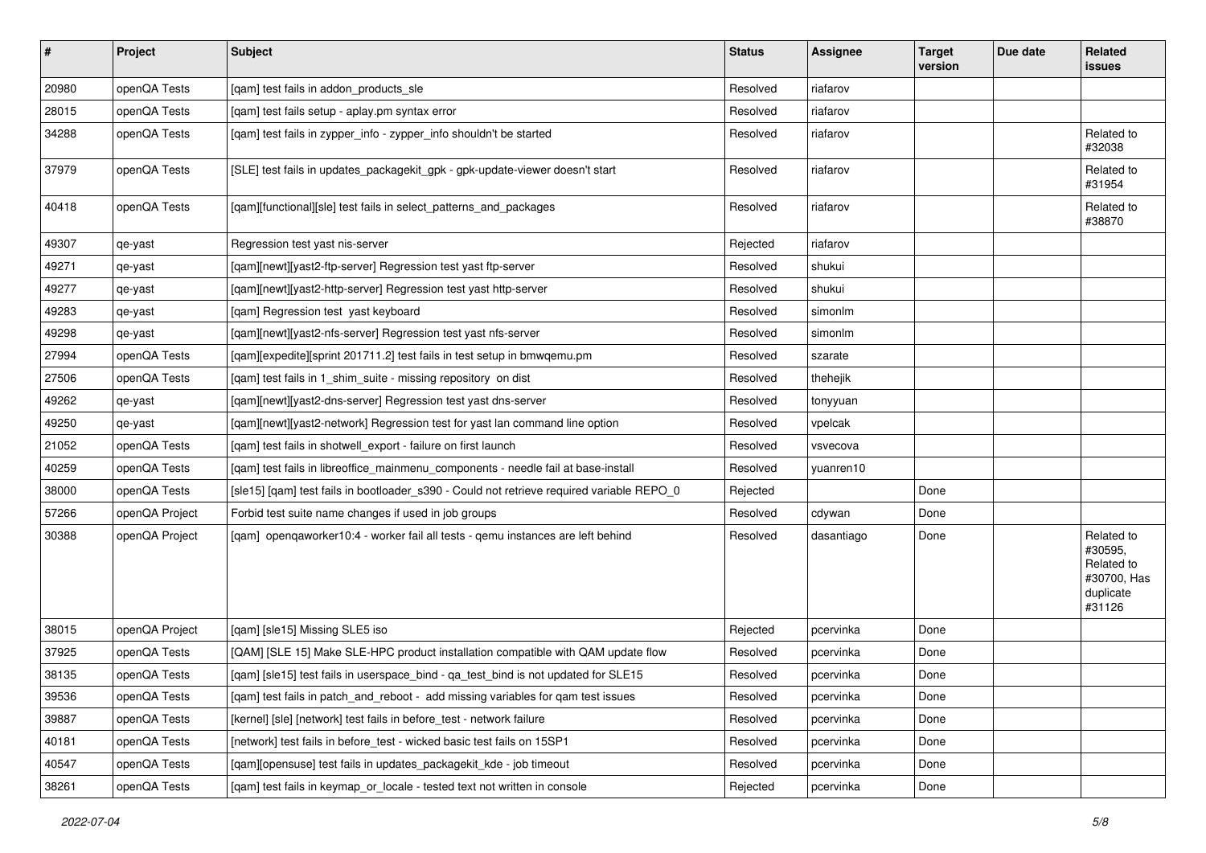| # | Project | Subject | Status | Assignee | Target version | Due date | Related issues |
|---|---|---|---|---|---|---|---|
| 20980 | openQA Tests | [qam] test fails in addon_products_sle | Resolved | riafarov | | | |
| 28015 | openQA Tests | [qam] test fails setup - aplay.pm syntax error | Resolved | riafarov | | | |
| 34288 | openQA Tests | [qam] test fails in zypper_info - zypper_info shouldn't be started | Resolved | riafarov | | | Related to #32038 |
| 37979 | openQA Tests | [SLE] test fails in updates_packagekit_gpk - gpk-update-viewer doesn't start | Resolved | riafarov | | | Related to #31954 |
| 40418 | openQA Tests | [qam][functional][sle] test fails in select_patterns_and_packages | Resolved | riafarov | | | Related to #38870 |
| 49307 | qe-yast | Regression test yast nis-server | Rejected | riafarov | | | |
| 49271 | qe-yast | [qam][newt][yast2-ftp-server] Regression test yast ftp-server | Resolved | shukui | | | |
| 49277 | qe-yast | [qam][newt][yast2-http-server] Regression test yast http-server | Resolved | shukui | | | |
| 49283 | qe-yast | [qam] Regression test yast keyboard | Resolved | simonlm | | | |
| 49298 | qe-yast | [qam][newt][yast2-nfs-server] Regression test yast nfs-server | Resolved | simonlm | | | |
| 27994 | openQA Tests | [qam][expedite][sprint 201711.2] test fails in test setup in bmwqemu.pm | Resolved | szarate | | | |
| 27506 | openQA Tests | [qam] test fails in 1_shim_suite - missing repository on dist | Resolved | thehejik | | | |
| 49262 | qe-yast | [qam][newt][yast2-dns-server] Regression test yast dns-server | Resolved | tonyyuan | | | |
| 49250 | qe-yast | [qam][newt][yast2-network] Regression test for yast lan command line option | Resolved | vpelcak | | | |
| 21052 | openQA Tests | [qam] test fails in shotwell_export - failure on first launch | Resolved | vsvecova | | | |
| 40259 | openQA Tests | [qam] test fails in libreoffice_mainmenu_components - needle fail at base-install | Resolved | yuanren10 | | | |
| 38000 | openQA Tests | [sle15] [qam] test fails in bootloader_s390 - Could not retrieve required variable REPO_0 | Rejected | | Done | | |
| 57266 | openQA Project | Forbid test suite name changes if used in job groups | Resolved | cdywan | Done | | |
| 30388 | openQA Project | [qam] openqaworker10:4 - worker fail all tests - qemu instances are left behind | Resolved | dasantiago | Done | | Related to #30595, Related to #30700, Has duplicate #31126 |
| 38015 | openQA Project | [qam] [sle15] Missing SLE5 iso | Rejected | pcervinka | Done | | |
| 37925 | openQA Tests | [QAM] [SLE 15] Make SLE-HPC product installation compatible with QAM update flow | Resolved | pcervinka | Done | | |
| 38135 | openQA Tests | [qam] [sle15] test fails in userspace_bind - qa_test_bind is not updated for SLE15 | Resolved | pcervinka | Done | | |
| 39536 | openQA Tests | [qam] test fails in patch_and_reboot - add missing variables for qam test issues | Resolved | pcervinka | Done | | |
| 39887 | openQA Tests | [kernel] [sle] [network] test fails in before_test - network failure | Resolved | pcervinka | Done | | |
| 40181 | openQA Tests | [network] test fails in before_test - wicked basic test fails on 15SP1 | Resolved | pcervinka | Done | | |
| 40547 | openQA Tests | [qam][opensuse] test fails in updates_packagekit_kde - job timeout | Resolved | pcervinka | Done | | |
| 38261 | openQA Tests | [qam] test fails in keymap_or_locale - tested text not written in console | Rejected | pcervinka | Done | | |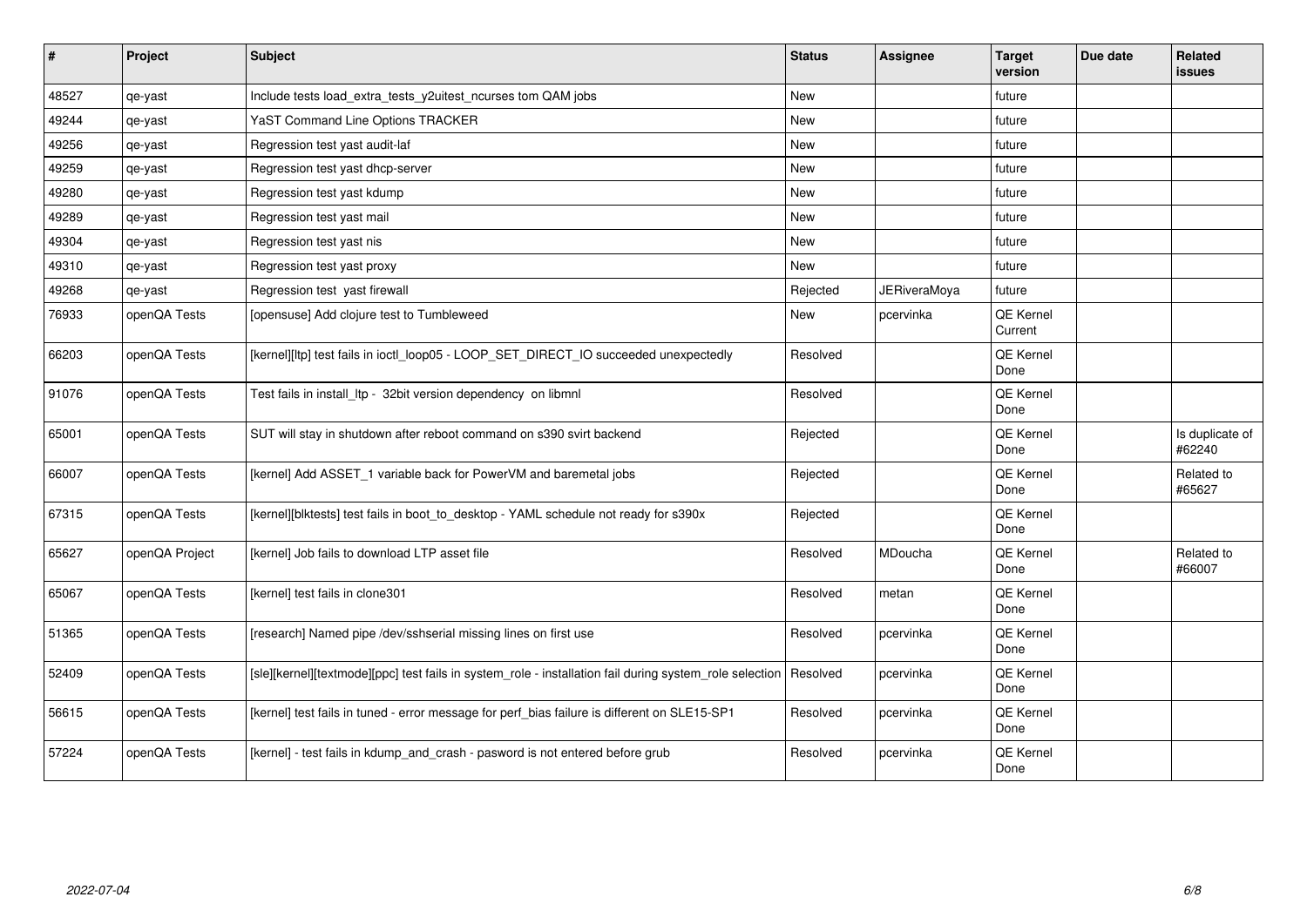| # | Project | Subject | Status | Assignee | Target version | Due date | Related issues |
|---|---|---|---|---|---|---|---|
| 48527 | qe-yast | Include tests load_extra_tests_y2uitest_ncurses tom QAM jobs | New | | future | | |
| 49244 | qe-yast | YaST Command Line Options TRACKER | New | | future | | |
| 49256 | qe-yast | Regression test yast audit-laf | New | | future | | |
| 49259 | qe-yast | Regression test yast dhcp-server | New | | future | | |
| 49280 | qe-yast | Regression test yast kdump | New | | future | | |
| 49289 | qe-yast | Regression test yast mail | New | | future | | |
| 49304 | qe-yast | Regression test yast nis | New | | future | | |
| 49310 | qe-yast | Regression test yast proxy | New | | future | | |
| 49268 | qe-yast | Regression test  yast firewall | Rejected | JERiveraMoya | future | | |
| 76933 | openQA Tests | [opensuse] Add clojure test to Tumbleweed | New | pcervinka | QE Kernel Current | | |
| 66203 | openQA Tests | [kernel][ltp] test fails in ioctl_loop05 - LOOP_SET_DIRECT_IO succeeded unexpectedly | Resolved | | QE Kernel Done | | |
| 91076 | openQA Tests | Test fails in install_ltp -  32bit version dependency  on libmnl | Resolved | | QE Kernel Done | | |
| 65001 | openQA Tests | SUT will stay in shutdown after reboot command on s390 svirt backend | Rejected | | QE Kernel Done | | Is duplicate of #62240 |
| 66007 | openQA Tests | [kernel] Add ASSET_1 variable back for PowerVM and baremetal jobs | Rejected | | QE Kernel Done | | Related to #65627 |
| 67315 | openQA Tests | [kernel][blktests] test fails in boot_to_desktop - YAML schedule not ready for s390x | Rejected | | QE Kernel Done | | |
| 65627 | openQA Project | [kernel] Job fails to download LTP asset file | Resolved | MDoucha | QE Kernel Done | | Related to #66007 |
| 65067 | openQA Tests | [kernel] test fails in clone301 | Resolved | metan | QE Kernel Done | | |
| 51365 | openQA Tests | [research] Named pipe /dev/sshserial missing lines on first use | Resolved | pcervinka | QE Kernel Done | | |
| 52409 | openQA Tests | [sle][kernel][textmode][ppc] test fails in system_role - installation fail during system_role selection | Resolved | pcervinka | QE Kernel Done | | |
| 56615 | openQA Tests | [kernel] test fails in tuned - error message for perf_bias failure is different on SLE15-SP1 | Resolved | pcervinka | QE Kernel Done | | |
| 57224 | openQA Tests | [kernel] - test fails in kdump_and_crash - pasword is not entered before grub | Resolved | pcervinka | QE Kernel Done | | |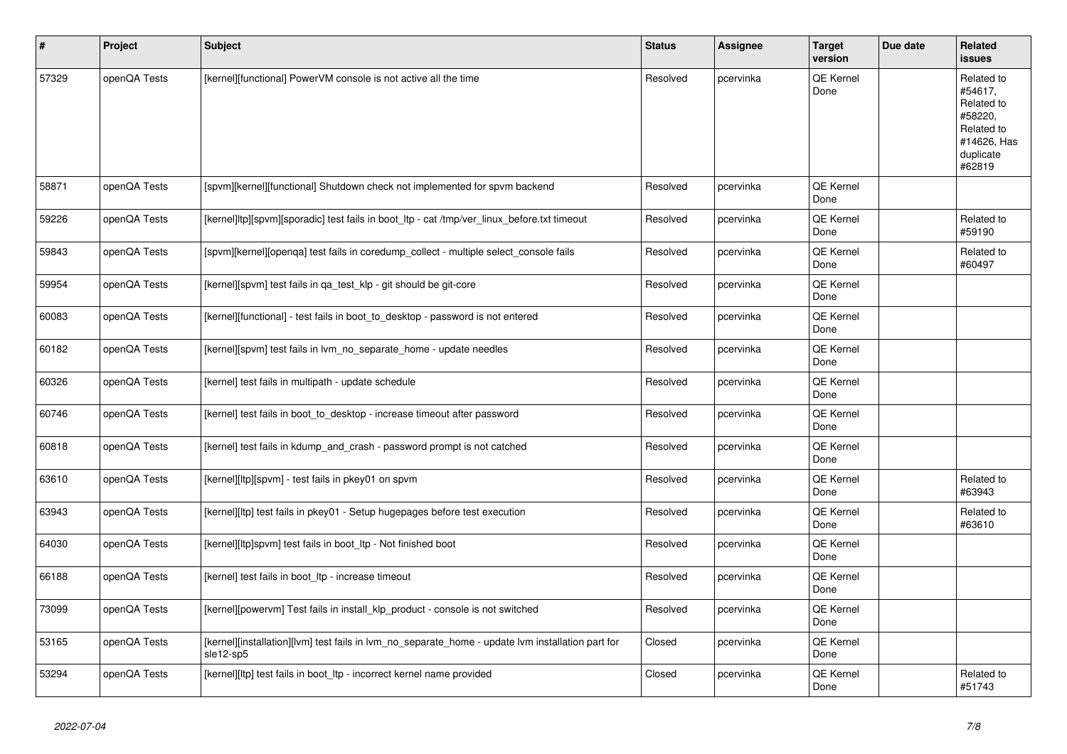| # | Project | Subject | Status | Assignee | Target version | Due date | Related issues |
|---|---|---|---|---|---|---|---|
| 57329 | openQA Tests | [kernel][functional] PowerVM console is not active all the time | Resolved | pcervinka | QE Kernel Done | | Related to #54617, Related to #58220, Related to #14626, Has duplicate #62819 |
| 58871 | openQA Tests | [spvm][kernel][functional] Shutdown check not implemented for spvm backend | Resolved | pcervinka | QE Kernel Done | | |
| 59226 | openQA Tests | [kernel]ltp][spvm][sporadic] test fails in boot_ltp - cat /tmp/ver_linux_before.txt timeout | Resolved | pcervinka | QE Kernel Done | | Related to #59190 |
| 59843 | openQA Tests | [spvm][kernel][openqa] test fails in coredump_collect - multiple select_console fails | Resolved | pcervinka | QE Kernel Done | | Related to #60497 |
| 59954 | openQA Tests | [kernel][spvm] test fails in qa_test_klp - git should be git-core | Resolved | pcervinka | QE Kernel Done | | |
| 60083 | openQA Tests | [kernel][functional] - test fails in boot_to_desktop - password is not entered | Resolved | pcervinka | QE Kernel Done | | |
| 60182 | openQA Tests | [kernel][spvm] test fails in lvm_no_separate_home - update needles | Resolved | pcervinka | QE Kernel Done | | |
| 60326 | openQA Tests | [kernel] test fails in multipath - update schedule | Resolved | pcervinka | QE Kernel Done | | |
| 60746 | openQA Tests | [kernel] test fails in boot_to_desktop - increase timeout after password | Resolved | pcervinka | QE Kernel Done | | |
| 60818 | openQA Tests | [kernel] test fails in kdump_and_crash - password prompt is not catched | Resolved | pcervinka | QE Kernel Done | | |
| 63610 | openQA Tests | [kernel][ltp][spvm] - test fails in pkey01 on spvm | Resolved | pcervinka | QE Kernel Done | | Related to #63943 |
| 63943 | openQA Tests | [kernel][ltp] test fails in pkey01 - Setup hugepages before test execution | Resolved | pcervinka | QE Kernel Done | | Related to #63610 |
| 64030 | openQA Tests | [kernel][ltp]spvm] test fails in boot_ltp - Not finished boot | Resolved | pcervinka | QE Kernel Done | | |
| 66188 | openQA Tests | [kernel] test fails in boot_ltp - increase timeout | Resolved | pcervinka | QE Kernel Done | | |
| 73099 | openQA Tests | [kernel][powervm] Test fails in install_klp_product - console is not switched | Resolved | pcervinka | QE Kernel Done | | |
| 53165 | openQA Tests | [kernel][installation][lvm] test fails in lvm_no_separate_home - update lvm installation part for sle12-sp5 | Closed | pcervinka | QE Kernel Done | | |
| 53294 | openQA Tests | [kernel][ltp] test fails in boot_ltp - incorrect kernel name provided | Closed | pcervinka | QE Kernel Done | | Related to #51743 |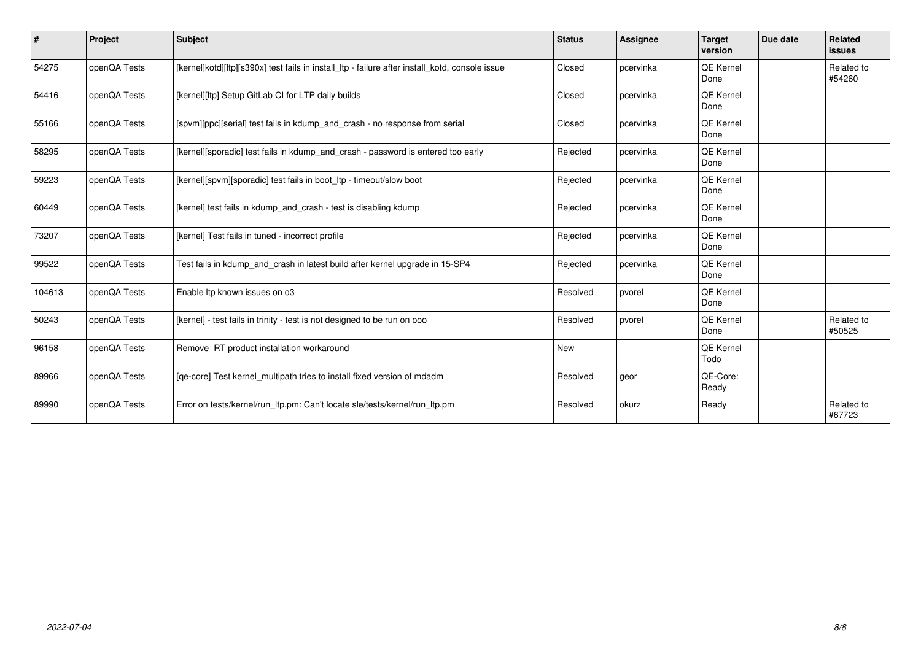| # | Project | Subject | Status | Assignee | Target version | Due date | Related issues |
|---|---|---|---|---|---|---|---|
| 54275 | openQA Tests | [kernel]kotd][ltp][s390x] test fails in install_ltp - failure after install_kotd, console issue | Closed | pcervinka | QE Kernel Done | | Related to #54260 |
| 54416 | openQA Tests | [kernel][ltp] Setup GitLab CI for LTP daily builds | Closed | pcervinka | QE Kernel Done | | |
| 55166 | openQA Tests | [spvm][ppc][serial] test fails in kdump_and_crash - no response from serial | Closed | pcervinka | QE Kernel Done | | |
| 58295 | openQA Tests | [kernel][sporadic] test fails in kdump_and_crash - password is entered too early | Rejected | pcervinka | QE Kernel Done | | |
| 59223 | openQA Tests | [kernel][spvm][sporadic] test fails in boot_ltp - timeout/slow boot | Rejected | pcervinka | QE Kernel Done | | |
| 60449 | openQA Tests | [kernel] test fails in kdump_and_crash - test is disabling kdump | Rejected | pcervinka | QE Kernel Done | | |
| 73207 | openQA Tests | [kernel] Test fails in tuned - incorrect profile | Rejected | pcervinka | QE Kernel Done | | |
| 99522 | openQA Tests | Test fails in kdump_and_crash in latest build after kernel upgrade in 15-SP4 | Rejected | pcervinka | QE Kernel Done | | |
| 104613 | openQA Tests | Enable ltp known issues on o3 | Resolved | pvorel | QE Kernel Done | | |
| 50243 | openQA Tests | [kernel] - test fails in trinity - test is not designed to be run on ooo | Resolved | pvorel | QE Kernel Done | | Related to #50525 |
| 96158 | openQA Tests | Remove RT product installation workaround | New | | QE Kernel Todo | | |
| 89966 | openQA Tests | [qe-core] Test kernel_multipath tries to install fixed version of mdadm | Resolved | geor | QE-Core: Ready | | |
| 89990 | openQA Tests | Error on tests/kernel/run_ltp.pm: Can't locate sle/tests/kernel/run_ltp.pm | Resolved | okurz | Ready | | Related to #67723 |